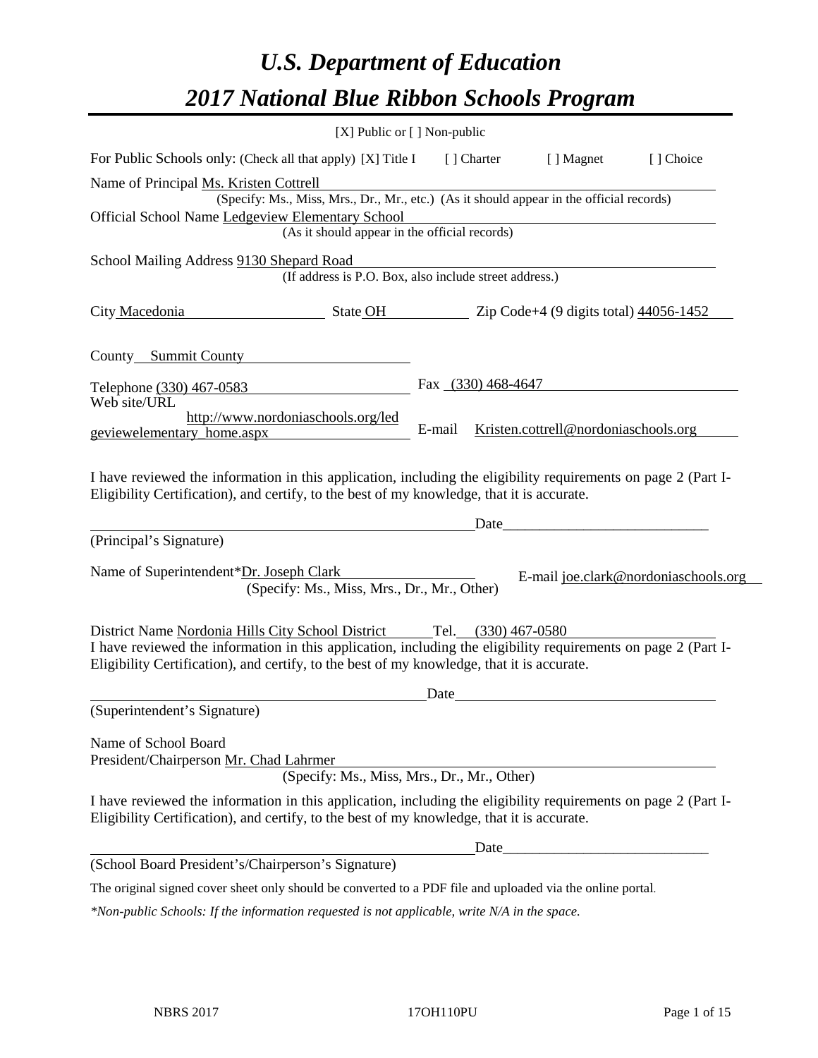# *U.S. Department of Education*
# *2017 National Blue Ribbon Schools Program*

[X] Public or [ ] Non-public

For Public Schools only: (Check all that apply) [X] Title I [ ] Charter [ ] Magnet [ ] Choice

Name of Principal Ms. Kristen Cottrell
(Specify: Ms., Miss, Mrs., Dr., Mr., etc.) (As it should appear in the official records)

Official School Name Ledgeview Elementary School
(As it should appear in the official records)

School Mailing Address 9130 Shepard Road
(If address is P.O. Box, also include street address.)

City Macedonia State OH Zip Code+4 (9 digits total) 44056-1452

County Summit County

Telephone (330) 467-0583 Fax (330) 468-4647

Web site/URL http://www.nordoniaschools.org/ledgeviewelementary_home.aspx E-mail Kristen.cottrell@nordoniaschools.org

I have reviewed the information in this application, including the eligibility requirements on page 2 (Part I-Eligibility Certification), and certify, to the best of my knowledge, that it is accurate.

_______________________________________ Date_______________________
(Principal's Signature)

Name of Superintendent*Dr. Joseph Clark E-mail joe.clark@nordoniaschools.org
(Specify: Ms., Miss, Mrs., Dr., Mr., Other)

District Name Nordonia Hills City School District Tel. (330) 467-0580

I have reviewed the information in this application, including the eligibility requirements on page 2 (Part I-Eligibility Certification), and certify, to the best of my knowledge, that it is accurate.

_______________________________________ Date_______________________
(Superintendent's Signature)

Name of School Board
President/Chairperson Mr. Chad Lahrmer
(Specify: Ms., Miss, Mrs., Dr., Mr., Other)

I have reviewed the information in this application, including the eligibility requirements on page 2 (Part I-Eligibility Certification), and certify, to the best of my knowledge, that it is accurate.

_______________________________________ Date_______________________
(School Board President's/Chairperson's Signature)

The original signed cover sheet only should be converted to a PDF file and uploaded via the online portal.

*\*Non-public Schools: If the information requested is not applicable, write N/A in the space.*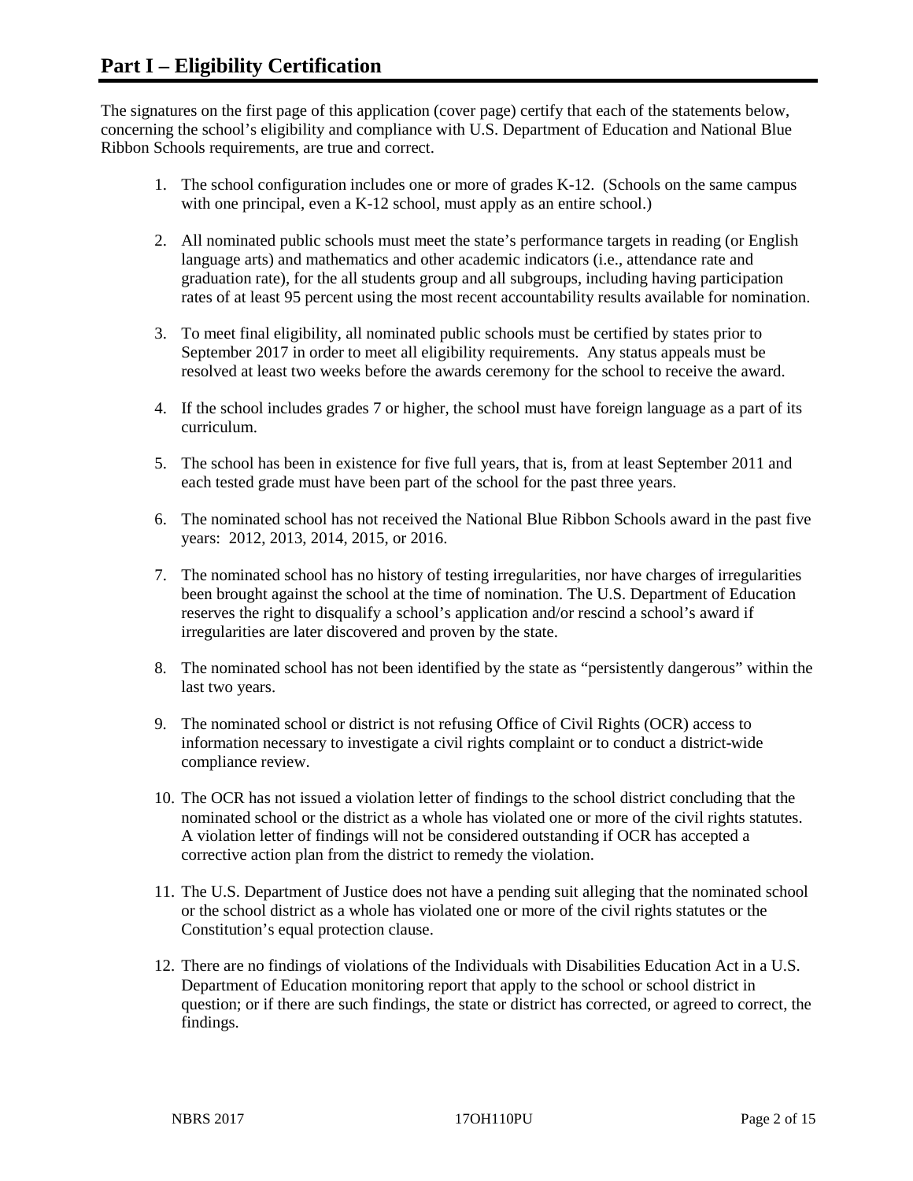## Part I – Eligibility Certification

The signatures on the first page of this application (cover page) certify that each of the statements below, concerning the school's eligibility and compliance with U.S. Department of Education and National Blue Ribbon Schools requirements, are true and correct.

1. The school configuration includes one or more of grades K-12. (Schools on the same campus with one principal, even a K-12 school, must apply as an entire school.)
2. All nominated public schools must meet the state's performance targets in reading (or English language arts) and mathematics and other academic indicators (i.e., attendance rate and graduation rate), for the all students group and all subgroups, including having participation rates of at least 95 percent using the most recent accountability results available for nomination.
3. To meet final eligibility, all nominated public schools must be certified by states prior to September 2017 in order to meet all eligibility requirements. Any status appeals must be resolved at least two weeks before the awards ceremony for the school to receive the award.
4. If the school includes grades 7 or higher, the school must have foreign language as a part of its curriculum.
5. The school has been in existence for five full years, that is, from at least September 2011 and each tested grade must have been part of the school for the past three years.
6. The nominated school has not received the National Blue Ribbon Schools award in the past five years: 2012, 2013, 2014, 2015, or 2016.
7. The nominated school has no history of testing irregularities, nor have charges of irregularities been brought against the school at the time of nomination. The U.S. Department of Education reserves the right to disqualify a school's application and/or rescind a school's award if irregularities are later discovered and proven by the state.
8. The nominated school has not been identified by the state as "persistently dangerous" within the last two years.
9. The nominated school or district is not refusing Office of Civil Rights (OCR) access to information necessary to investigate a civil rights complaint or to conduct a district-wide compliance review.
10. The OCR has not issued a violation letter of findings to the school district concluding that the nominated school or the district as a whole has violated one or more of the civil rights statutes. A violation letter of findings will not be considered outstanding if OCR has accepted a corrective action plan from the district to remedy the violation.
11. The U.S. Department of Justice does not have a pending suit alleging that the nominated school or the school district as a whole has violated one or more of the civil rights statutes or the Constitution's equal protection clause.
12. There are no findings of violations of the Individuals with Disabilities Education Act in a U.S. Department of Education monitoring report that apply to the school or school district in question; or if there are such findings, the state or district has corrected, or agreed to correct, the findings.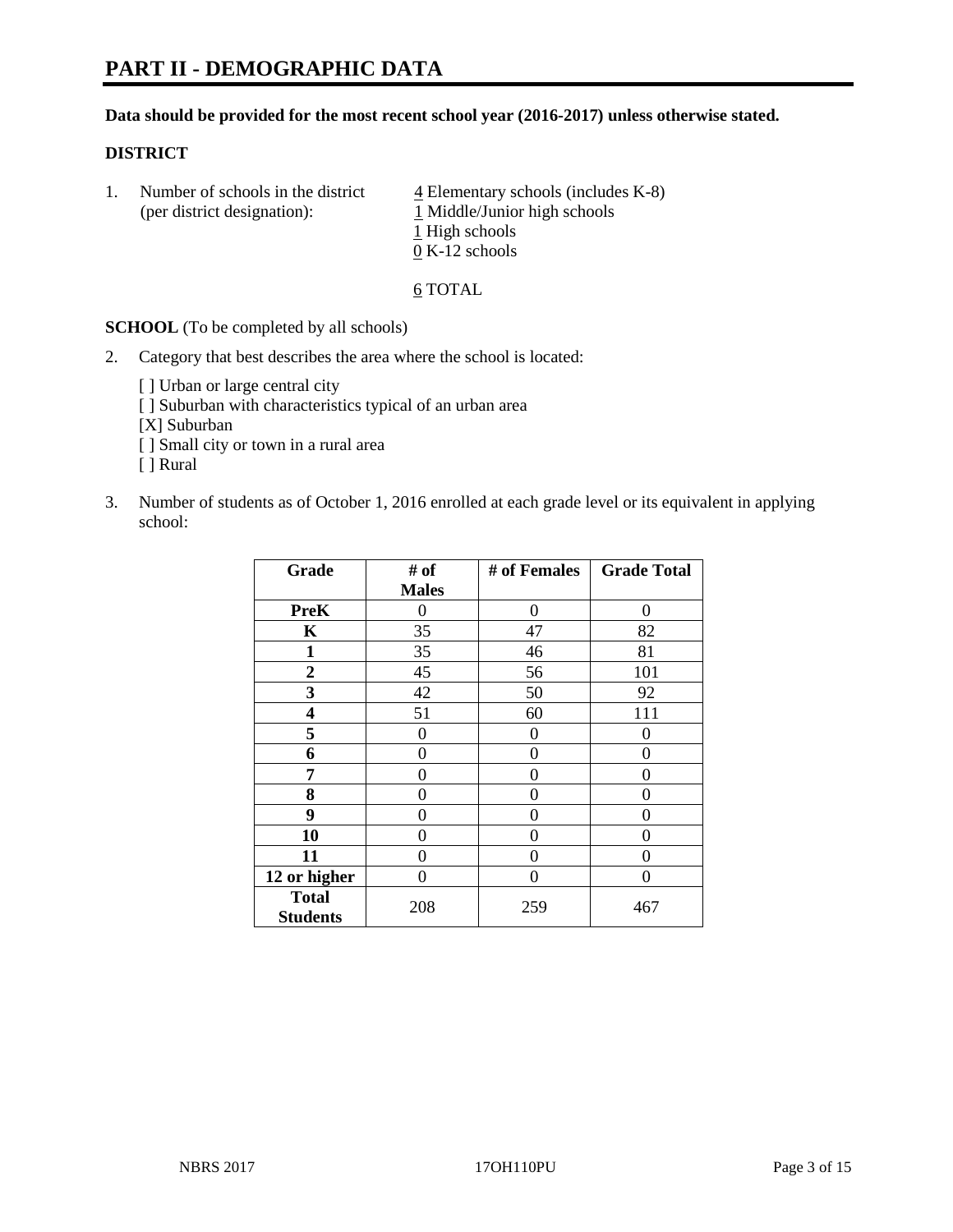# PART II - DEMOGRAPHIC DATA

**Data should be provided for the most recent school year (2016-2017) unless otherwise stated.**

**DISTRICT**

1. Number of schools in the district (per district designation):
   4 Elementary schools (includes K-8)
   1 Middle/Junior high schools
   1 High schools
   0 K-12 schools

   6 TOTAL

**SCHOOL** (To be completed by all schools)

2. Category that best describes the area where the school is located:

   [ ] Urban or large central city
   [ ] Suburban with characteristics typical of an urban area
   [X] Suburban
   [ ] Small city or town in a rural area
   [ ] Rural

3. Number of students as of October 1, 2016 enrolled at each grade level or its equivalent in applying school:

| Grade | # of Males | # of Females | Grade Total |
|---|---|---|---|
| **PreK** | 0 | 0 | 0 |
| **K** | 35 | 47 | 82 |
| **1** | 35 | 46 | 81 |
| **2** | 45 | 56 | 101 |
| **3** | 42 | 50 | 92 |
| **4** | 51 | 60 | 111 |
| **5** | 0 | 0 | 0 |
| **6** | 0 | 0 | 0 |
| **7** | 0 | 0 | 0 |
| **8** | 0 | 0 | 0 |
| **9** | 0 | 0 | 0 |
| **10** | 0 | 0 | 0 |
| **11** | 0 | 0 | 0 |
| **12 or higher** | 0 | 0 | 0 |
| **Total Students** | 208 | 259 | 467 |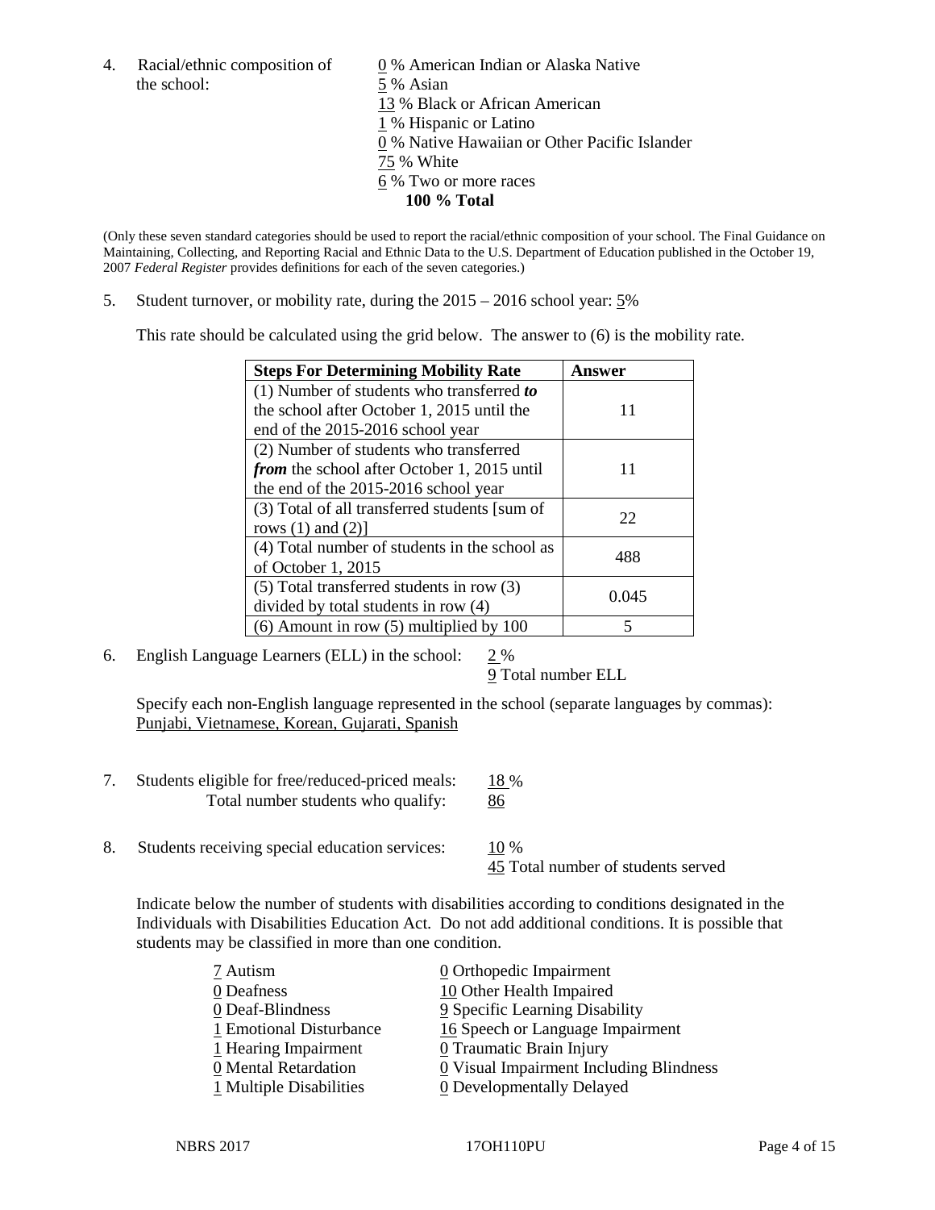4. Racial/ethnic composition of the school:

0 % American Indian or Alaska Native
5 % Asian
13 % Black or African American
1 % Hispanic or Latino
0 % Native Hawaiian or Other Pacific Islander
75 % White
6 % Two or more races
**100 % Total**

(Only these seven standard categories should be used to report the racial/ethnic composition of your school. The Final Guidance on Maintaining, Collecting, and Reporting Racial and Ethnic Data to the U.S. Department of Education published in the October 19, 2007 *Federal Register* provides definitions for each of the seven categories.)

5. Student turnover, or mobility rate, during the 2015 – 2016 school year: 5%

This rate should be calculated using the grid below. The answer to (6) is the mobility rate.

| **Steps For Determining Mobility Rate** | **Answer** |
|---|---|
| (1) Number of students who transferred ***to*** the school after October 1, 2015 until the end of the 2015-2016 school year | 11 |
| (2) Number of students who transferred ***from*** the school after October 1, 2015 until the end of the 2015-2016 school year | 11 |
| (3) Total of all transferred students [sum of rows (1) and (2)] | 22 |
| (4) Total number of students in the school as of October 1, 2015 | 488 |
| (5) Total transferred students in row (3) divided by total students in row (4) | 0.045 |
| (6) Amount in row (5) multiplied by 100 | 5 |

6. English Language Learners (ELL) in the school: 2 %
9 Total number ELL

Specify each non-English language represented in the school (separate languages by commas):
Punjabi, Vietnamese, Korean, Gujarati, Spanish

7. Students eligible for free/reduced-priced meals: 18 %
Total number students who qualify: 86

8. Students receiving special education services: 10 %
45 Total number of students served

Indicate below the number of students with disabilities according to conditions designated in the Individuals with Disabilities Education Act. Do not add additional conditions. It is possible that students may be classified in more than one condition.

7 Autism
0 Deafness
0 Deaf-Blindness
1 Emotional Disturbance
1 Hearing Impairment
0 Mental Retardation
1 Multiple Disabilities
0 Orthopedic Impairment
10 Other Health Impaired
9 Specific Learning Disability
16 Speech or Language Impairment
0 Traumatic Brain Injury
0 Visual Impairment Including Blindness
0 Developmentally Delayed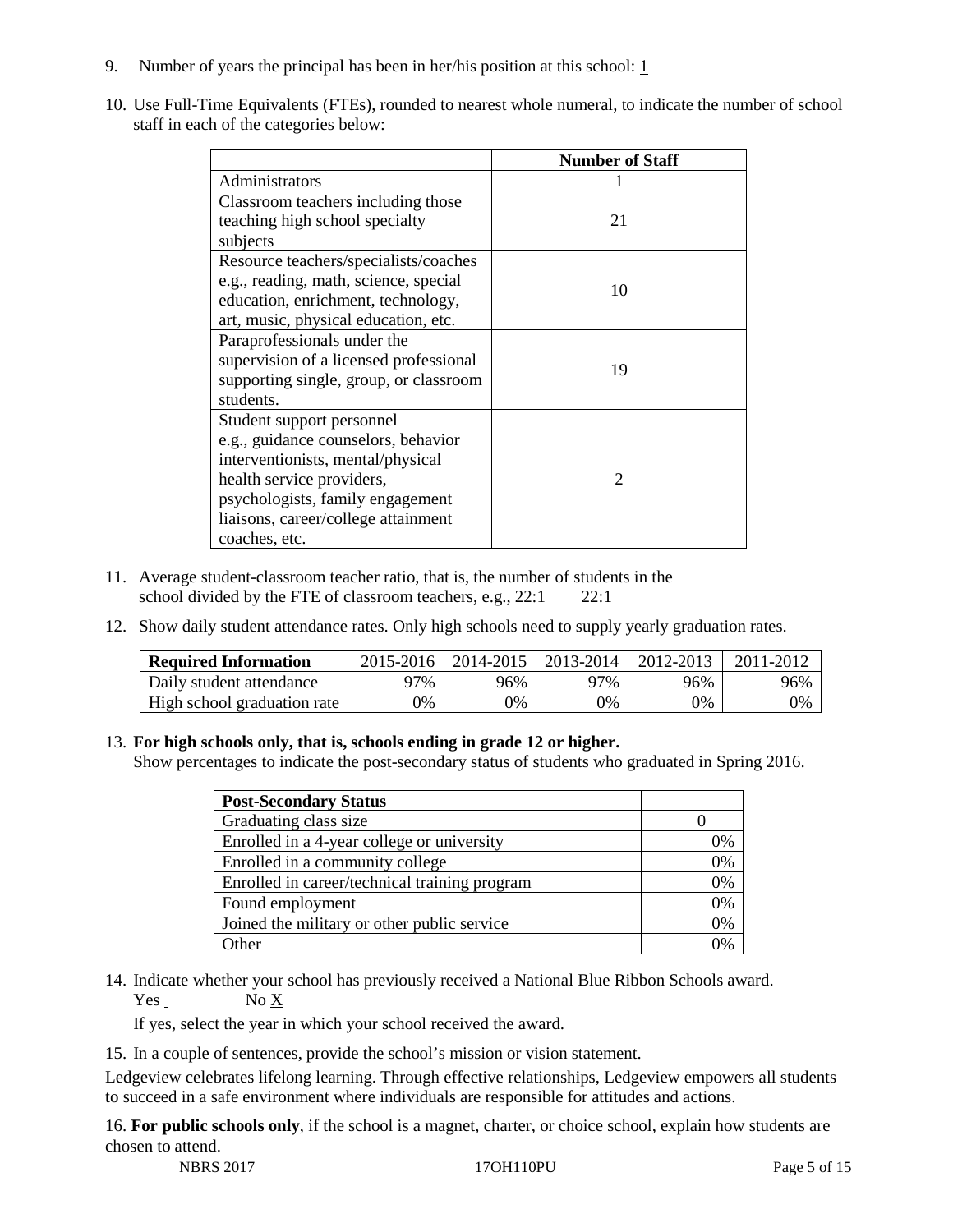9. Number of years the principal has been in her/his position at this school: 1

10. Use Full-Time Equivalents (FTEs), rounded to nearest whole numeral, to indicate the number of school staff in each of the categories below:

| | Number of Staff |
|---|---|
| Administrators | 1 |
| Classroom teachers including those teaching high school specialty subjects | 21 |
| Resource teachers/specialists/coaches e.g., reading, math, science, special education, enrichment, technology, art, music, physical education, etc. | 10 |
| Paraprofessionals under the supervision of a licensed professional supporting single, group, or classroom students. | 19 |
| Student support personnel e.g., guidance counselors, behavior interventionists, mental/physical health service providers, psychologists, family engagement liaisons, career/college attainment coaches, etc. | 2 |

11. Average student-classroom teacher ratio, that is, the number of students in the school divided by the FTE of classroom teachers, e.g., 22:1 22:1

12. Show daily student attendance rates. Only high schools need to supply yearly graduation rates.

| Required Information | 2015-2016 | 2014-2015 | 2013-2014 | 2012-2013 | 2011-2012 |
|---|---|---|---|---|---|
| Daily student attendance | 97% | 96% | 97% | 96% | 96% |
| High school graduation rate | 0% | 0% | 0% | 0% | 0% |

13. **For high schools only, that is, schools ending in grade 12 or higher.**
Show percentages to indicate the post-secondary status of students who graduated in Spring 2016.

| Post-Secondary Status | |
|---|---|
| Graduating class size | 0 |
| Enrolled in a 4-year college or university | 0% |
| Enrolled in a community college | 0% |
| Enrolled in career/technical training program | 0% |
| Found employment | 0% |
| Joined the military or other public service | 0% |
| Other | 0% |

14. Indicate whether your school has previously received a National Blue Ribbon Schools award.
Yes No X

If yes, select the year in which your school received the award.

15. In a couple of sentences, provide the school's mission or vision statement.

Ledgeview celebrates lifelong learning. Through effective relationships, Ledgeview empowers all students to succeed in a safe environment where individuals are responsible for attitudes and actions.

16. **For public schools only**, if the school is a magnet, charter, or choice school, explain how students are chosen to attend.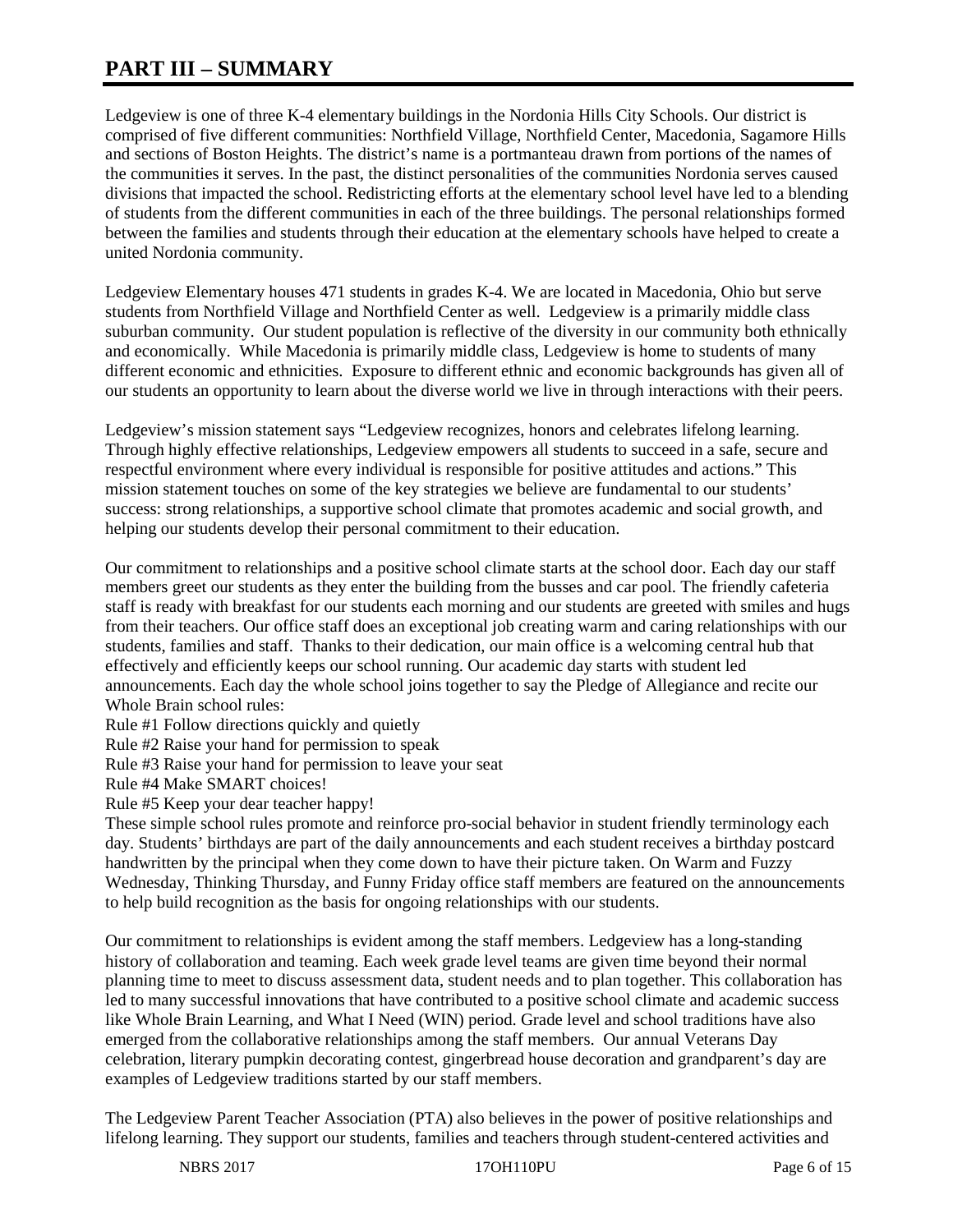# PART III – SUMMARY

Ledgeview is one of three K-4 elementary buildings in the Nordonia Hills City Schools. Our district is comprised of five different communities: Northfield Village, Northfield Center, Macedonia, Sagamore Hills and sections of Boston Heights. The district's name is a portmanteau drawn from portions of the names of the communities it serves. In the past, the distinct personalities of the communities Nordonia serves caused divisions that impacted the school. Redistricting efforts at the elementary school level have led to a blending of students from the different communities in each of the three buildings. The personal relationships formed between the families and students through their education at the elementary schools have helped to create a united Nordonia community.

Ledgeview Elementary houses 471 students in grades K-4. We are located in Macedonia, Ohio but serve students from Northfield Village and Northfield Center as well. Ledgeview is a primarily middle class suburban community. Our student population is reflective of the diversity in our community both ethnically and economically. While Macedonia is primarily middle class, Ledgeview is home to students of many different economic and ethnicities. Exposure to different ethnic and economic backgrounds has given all of our students an opportunity to learn about the diverse world we live in through interactions with their peers.

Ledgeview's mission statement says "Ledgeview recognizes, honors and celebrates lifelong learning. Through highly effective relationships, Ledgeview empowers all students to succeed in a safe, secure and respectful environment where every individual is responsible for positive attitudes and actions." This mission statement touches on some of the key strategies we believe are fundamental to our students' success: strong relationships, a supportive school climate that promotes academic and social growth, and helping our students develop their personal commitment to their education.

Our commitment to relationships and a positive school climate starts at the school door. Each day our staff members greet our students as they enter the building from the busses and car pool. The friendly cafeteria staff is ready with breakfast for our students each morning and our students are greeted with smiles and hugs from their teachers. Our office staff does an exceptional job creating warm and caring relationships with our students, families and staff. Thanks to their dedication, our main office is a welcoming central hub that effectively and efficiently keeps our school running. Our academic day starts with student led announcements. Each day the whole school joins together to say the Pledge of Allegiance and recite our Whole Brain school rules:

Rule #1 Follow directions quickly and quietly
Rule #2 Raise your hand for permission to speak
Rule #3 Raise your hand for permission to leave your seat
Rule #4 Make SMART choices!
Rule #5 Keep your dear teacher happy!

These simple school rules promote and reinforce pro-social behavior in student friendly terminology each day. Students' birthdays are part of the daily announcements and each student receives a birthday postcard handwritten by the principal when they come down to have their picture taken. On Warm and Fuzzy Wednesday, Thinking Thursday, and Funny Friday office staff members are featured on the announcements to help build recognition as the basis for ongoing relationships with our students.

Our commitment to relationships is evident among the staff members. Ledgeview has a long-standing history of collaboration and teaming. Each week grade level teams are given time beyond their normal planning time to meet to discuss assessment data, student needs and to plan together. This collaboration has led to many successful innovations that have contributed to a positive school climate and academic success like Whole Brain Learning, and What I Need (WIN) period. Grade level and school traditions have also emerged from the collaborative relationships among the staff members. Our annual Veterans Day celebration, literary pumpkin decorating contest, gingerbread house decoration and grandparent's day are examples of Ledgeview traditions started by our staff members.

The Ledgeview Parent Teacher Association (PTA) also believes in the power of positive relationships and lifelong learning. They support our students, families and teachers through student-centered activities and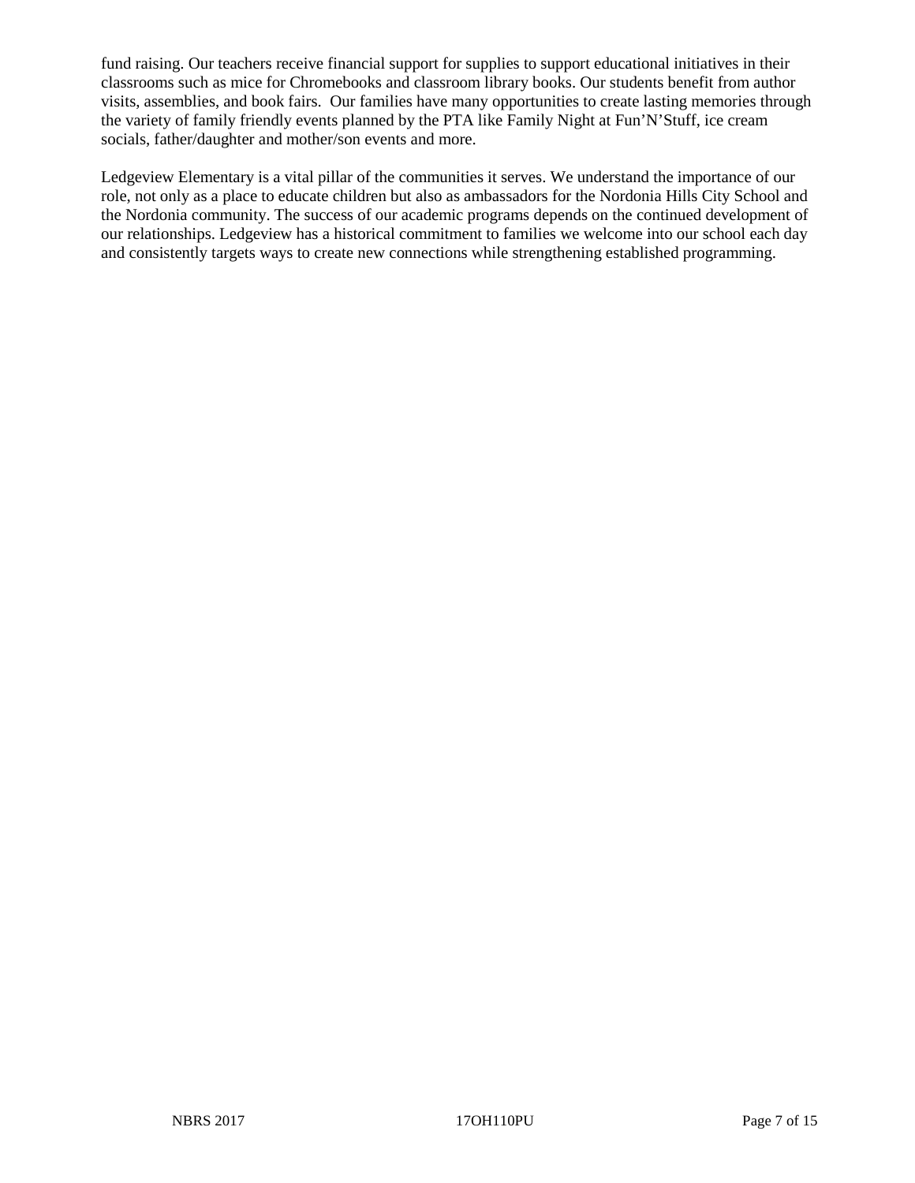fund raising. Our teachers receive financial support for supplies to support educational initiatives in their classrooms such as mice for Chromebooks and classroom library books. Our students benefit from author visits, assemblies, and book fairs. Our families have many opportunities to create lasting memories through the variety of family friendly events planned by the PTA like Family Night at Fun'N'Stuff, ice cream socials, father/daughter and mother/son events and more.

Ledgeview Elementary is a vital pillar of the communities it serves. We understand the importance of our role, not only as a place to educate children but also as ambassadors for the Nordonia Hills City School and the Nordonia community. The success of our academic programs depends on the continued development of our relationships. Ledgeview has a historical commitment to families we welcome into our school each day and consistently targets ways to create new connections while strengthening established programming.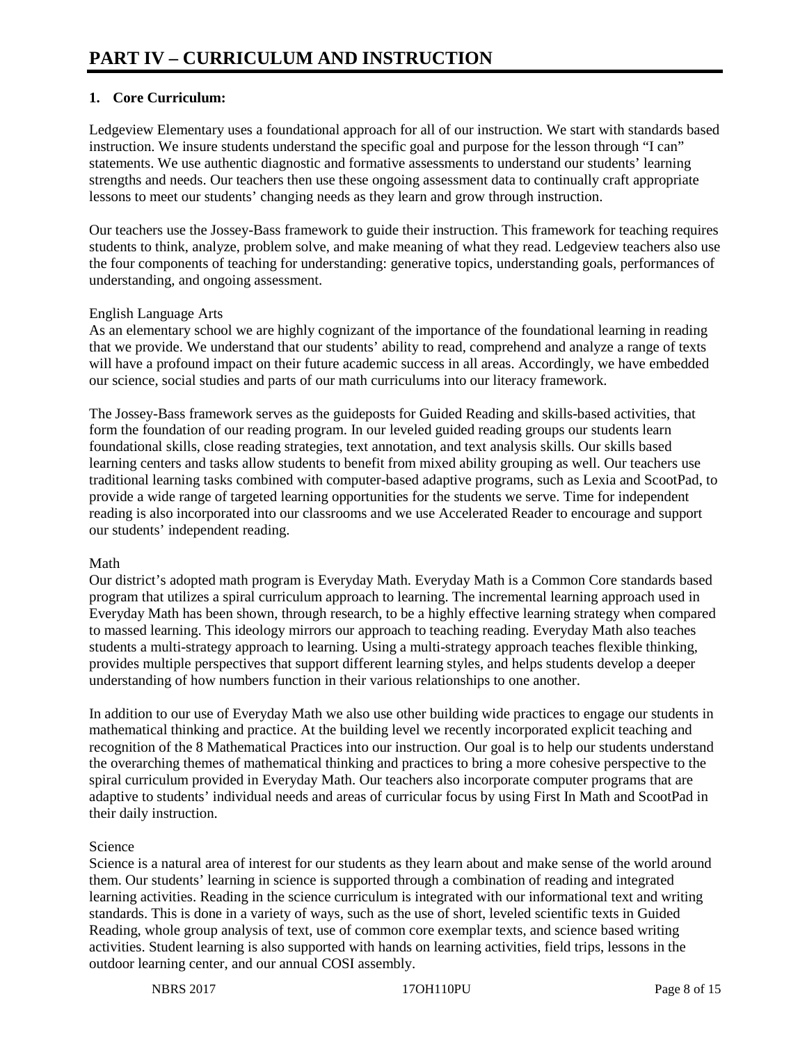# PART IV – CURRICULUM AND INSTRUCTION

## 1. Core Curriculum:

Ledgeview Elementary uses a foundational approach for all of our instruction. We start with standards based instruction. We insure students understand the specific goal and purpose for the lesson through "I can" statements. We use authentic diagnostic and formative assessments to understand our students' learning strengths and needs. Our teachers then use these ongoing assessment data to continually craft appropriate lessons to meet our students' changing needs as they learn and grow through instruction.

Our teachers use the Jossey-Bass framework to guide their instruction. This framework for teaching requires students to think, analyze, problem solve, and make meaning of what they read. Ledgeview teachers also use the four components of teaching for understanding: generative topics, understanding goals, performances of understanding, and ongoing assessment.

English Language Arts

As an elementary school we are highly cognizant of the importance of the foundational learning in reading that we provide. We understand that our students' ability to read, comprehend and analyze a range of texts will have a profound impact on their future academic success in all areas. Accordingly, we have embedded our science, social studies and parts of our math curriculums into our literacy framework.

The Jossey-Bass framework serves as the guideposts for Guided Reading and skills-based activities, that form the foundation of our reading program. In our leveled guided reading groups our students learn foundational skills, close reading strategies, text annotation, and text analysis skills. Our skills based learning centers and tasks allow students to benefit from mixed ability grouping as well. Our teachers use traditional learning tasks combined with computer-based adaptive programs, such as Lexia and ScootPad, to provide a wide range of targeted learning opportunities for the students we serve. Time for independent reading is also incorporated into our classrooms and we use Accelerated Reader to encourage and support our students' independent reading.

Math

Our district's adopted math program is Everyday Math. Everyday Math is a Common Core standards based program that utilizes a spiral curriculum approach to learning. The incremental learning approach used in Everyday Math has been shown, through research, to be a highly effective learning strategy when compared to massed learning. This ideology mirrors our approach to teaching reading. Everyday Math also teaches students a multi-strategy approach to learning. Using a multi-strategy approach teaches flexible thinking, provides multiple perspectives that support different learning styles, and helps students develop a deeper understanding of how numbers function in their various relationships to one another.

In addition to our use of Everyday Math we also use other building wide practices to engage our students in mathematical thinking and practice. At the building level we recently incorporated explicit teaching and recognition of the 8 Mathematical Practices into our instruction. Our goal is to help our students understand the overarching themes of mathematical thinking and practices to bring a more cohesive perspective to the spiral curriculum provided in Everyday Math. Our teachers also incorporate computer programs that are adaptive to students' individual needs and areas of curricular focus by using First In Math and ScootPad in their daily instruction.

Science

Science is a natural area of interest for our students as they learn about and make sense of the world around them. Our students' learning in science is supported through a combination of reading and integrated learning activities. Reading in the science curriculum is integrated with our informational text and writing standards. This is done in a variety of ways, such as the use of short, leveled scientific texts in Guided Reading, whole group analysis of text, use of common core exemplar texts, and science based writing activities. Student learning is also supported with hands on learning activities, field trips, lessons in the outdoor learning center, and our annual COSI assembly.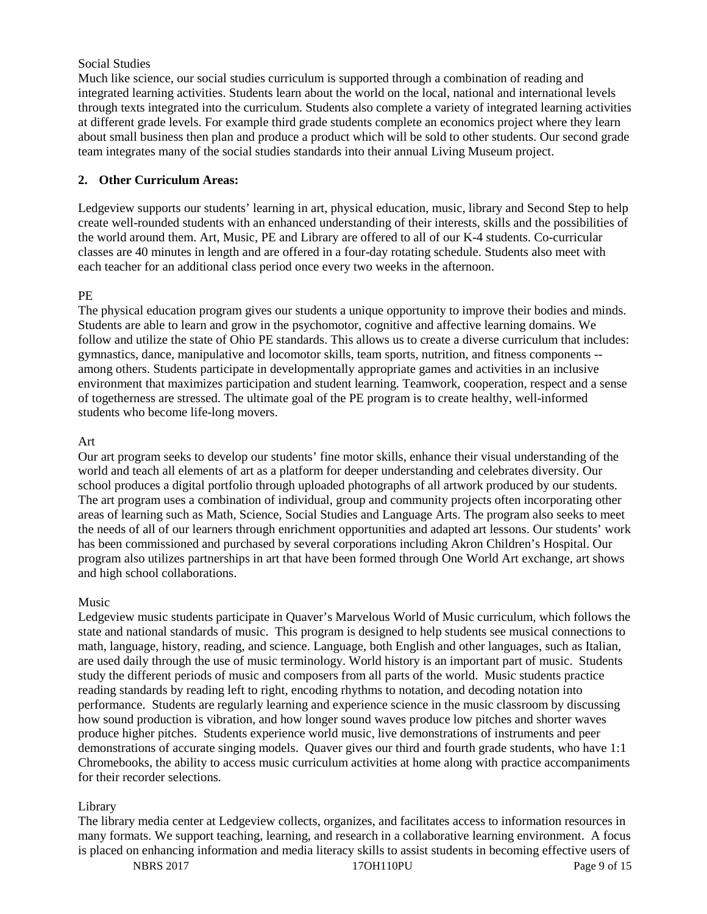Social Studies

Much like science, our social studies curriculum is supported through a combination of reading and integrated learning activities. Students learn about the world on the local, national and international levels through texts integrated into the curriculum. Students also complete a variety of integrated learning activities at different grade levels. For example third grade students complete an economics project where they learn about small business then plan and produce a product which will be sold to other students. Our second grade team integrates many of the social studies standards into their annual Living Museum project.

**2. Other Curriculum Areas:**

Ledgeview supports our students' learning in art, physical education, music, library and Second Step to help create well-rounded students with an enhanced understanding of their interests, skills and the possibilities of the world around them. Art, Music, PE and Library are offered to all of our K-4 students. Co-curricular classes are 40 minutes in length and are offered in a four-day rotating schedule. Students also meet with each teacher for an additional class period once every two weeks in the afternoon.

PE

The physical education program gives our students a unique opportunity to improve their bodies and minds. Students are able to learn and grow in the psychomotor, cognitive and affective learning domains. We follow and utilize the state of Ohio PE standards. This allows us to create a diverse curriculum that includes: gymnastics, dance, manipulative and locomotor skills, team sports, nutrition, and fitness components -- among others. Students participate in developmentally appropriate games and activities in an inclusive environment that maximizes participation and student learning. Teamwork, cooperation, respect and a sense of togetherness are stressed. The ultimate goal of the PE program is to create healthy, well-informed students who become life-long movers.

Art

Our art program seeks to develop our students' fine motor skills, enhance their visual understanding of the world and teach all elements of art as a platform for deeper understanding and celebrates diversity. Our school produces a digital portfolio through uploaded photographs of all artwork produced by our students. The art program uses a combination of individual, group and community projects often incorporating other areas of learning such as Math, Science, Social Studies and Language Arts. The program also seeks to meet the needs of all of our learners through enrichment opportunities and adapted art lessons. Our students' work has been commissioned and purchased by several corporations including Akron Children's Hospital. Our program also utilizes partnerships in art that have been formed through One World Art exchange, art shows and high school collaborations.

Music

Ledgeview music students participate in Quaver's Marvelous World of Music curriculum, which follows the state and national standards of music. This program is designed to help students see musical connections to math, language, history, reading, and science. Language, both English and other languages, such as Italian, are used daily through the use of music terminology. World history is an important part of music. Students study the different periods of music and composers from all parts of the world. Music students practice reading standards by reading left to right, encoding rhythms to notation, and decoding notation into performance. Students are regularly learning and experience science in the music classroom by discussing how sound production is vibration, and how longer sound waves produce low pitches and shorter waves produce higher pitches. Students experience world music, live demonstrations of instruments and peer demonstrations of accurate singing models. Quaver gives our third and fourth grade students, who have 1:1 Chromebooks, the ability to access music curriculum activities at home along with practice accompaniments for their recorder selections.

Library

The library media center at Ledgeview collects, organizes, and facilitates access to information resources in many formats. We support teaching, learning, and research in a collaborative learning environment. A focus is placed on enhancing information and media literacy skills to assist students in becoming effective users of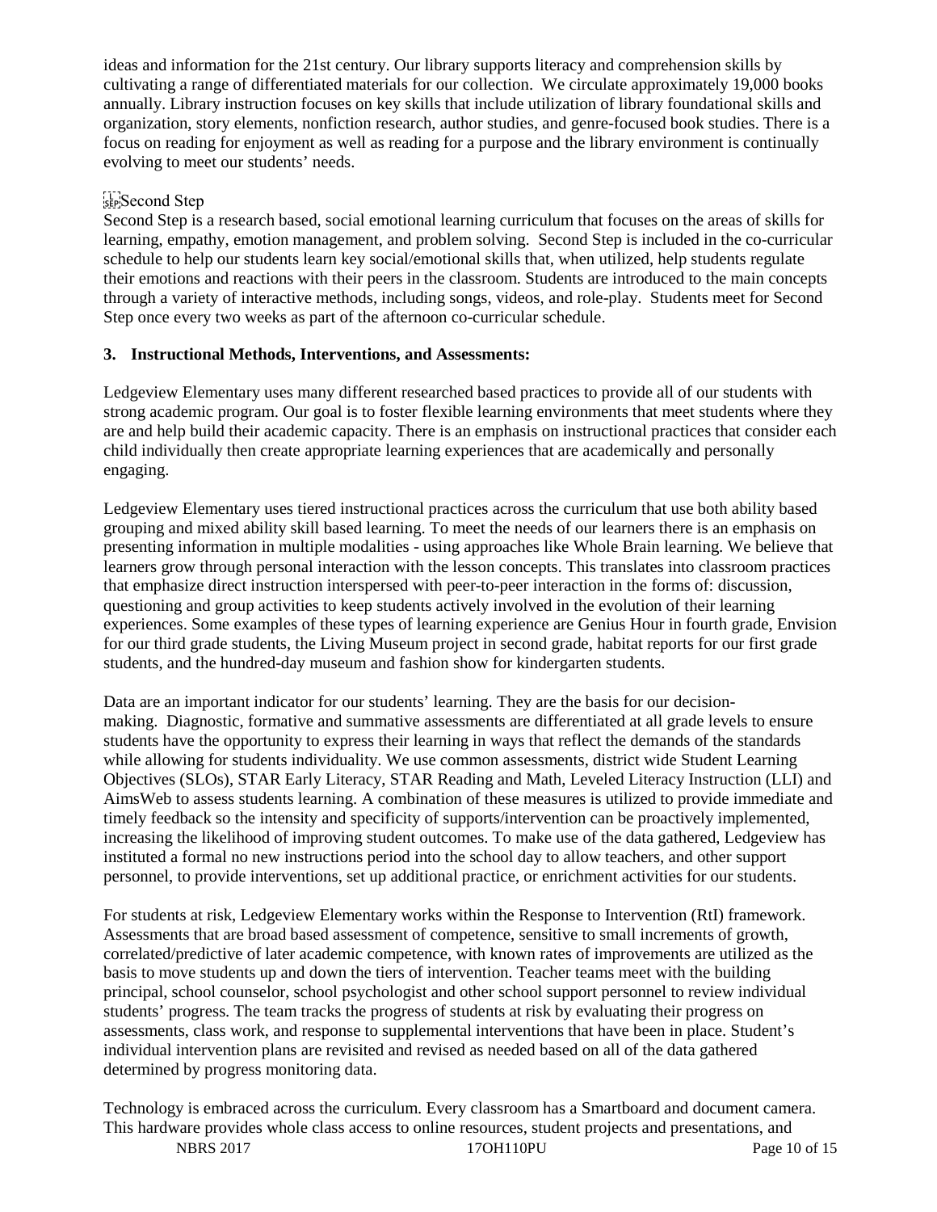ideas and information for the 21st century. Our library supports literacy and comprehension skills by cultivating a range of differentiated materials for our collection. We circulate approximately 19,000 books annually. Library instruction focuses on key skills that include utilization of library foundational skills and organization, story elements, nonfiction research, author studies, and genre-focused book studies. There is a focus on reading for enjoyment as well as reading for a purpose and the library environment is continually evolving to meet our students' needs.

Second Step

Second Step is a research based, social emotional learning curriculum that focuses on the areas of skills for learning, empathy, emotion management, and problem solving. Second Step is included in the co-curricular schedule to help our students learn key social/emotional skills that, when utilized, help students regulate their emotions and reactions with their peers in the classroom. Students are introduced to the main concepts through a variety of interactive methods, including songs, videos, and role-play. Students meet for Second Step once every two weeks as part of the afternoon co-curricular schedule.

**3. Instructional Methods, Interventions, and Assessments:**

Ledgeview Elementary uses many different researched based practices to provide all of our students with strong academic program. Our goal is to foster flexible learning environments that meet students where they are and help build their academic capacity. There is an emphasis on instructional practices that consider each child individually then create appropriate learning experiences that are academically and personally engaging.

Ledgeview Elementary uses tiered instructional practices across the curriculum that use both ability based grouping and mixed ability skill based learning. To meet the needs of our learners there is an emphasis on presenting information in multiple modalities - using approaches like Whole Brain learning. We believe that learners grow through personal interaction with the lesson concepts. This translates into classroom practices that emphasize direct instruction interspersed with peer-to-peer interaction in the forms of: discussion, questioning and group activities to keep students actively involved in the evolution of their learning experiences. Some examples of these types of learning experience are Genius Hour in fourth grade, Envision for our third grade students, the Living Museum project in second grade, habitat reports for our first grade students, and the hundred-day museum and fashion show for kindergarten students.

Data are an important indicator for our students' learning. They are the basis for our decision-making. Diagnostic, formative and summative assessments are differentiated at all grade levels to ensure students have the opportunity to express their learning in ways that reflect the demands of the standards while allowing for students individuality. We use common assessments, district wide Student Learning Objectives (SLOs), STAR Early Literacy, STAR Reading and Math, Leveled Literacy Instruction (LLI) and AimsWeb to assess students learning. A combination of these measures is utilized to provide immediate and timely feedback so the intensity and specificity of supports/intervention can be proactively implemented, increasing the likelihood of improving student outcomes. To make use of the data gathered, Ledgeview has instituted a formal no new instructions period into the school day to allow teachers, and other support personnel, to provide interventions, set up additional practice, or enrichment activities for our students.

For students at risk, Ledgeview Elementary works within the Response to Intervention (RtI) framework. Assessments that are broad based assessment of competence, sensitive to small increments of growth, correlated/predictive of later academic competence, with known rates of improvements are utilized as the basis to move students up and down the tiers of intervention. Teacher teams meet with the building principal, school counselor, school psychologist and other school support personnel to review individual students' progress. The team tracks the progress of students at risk by evaluating their progress on assessments, class work, and response to supplemental interventions that have been in place. Student's individual intervention plans are revisited and revised as needed based on all of the data gathered determined by progress monitoring data.

Technology is embraced across the curriculum. Every classroom has a Smartboard and document camera. This hardware provides whole class access to online resources, student projects and presentations, and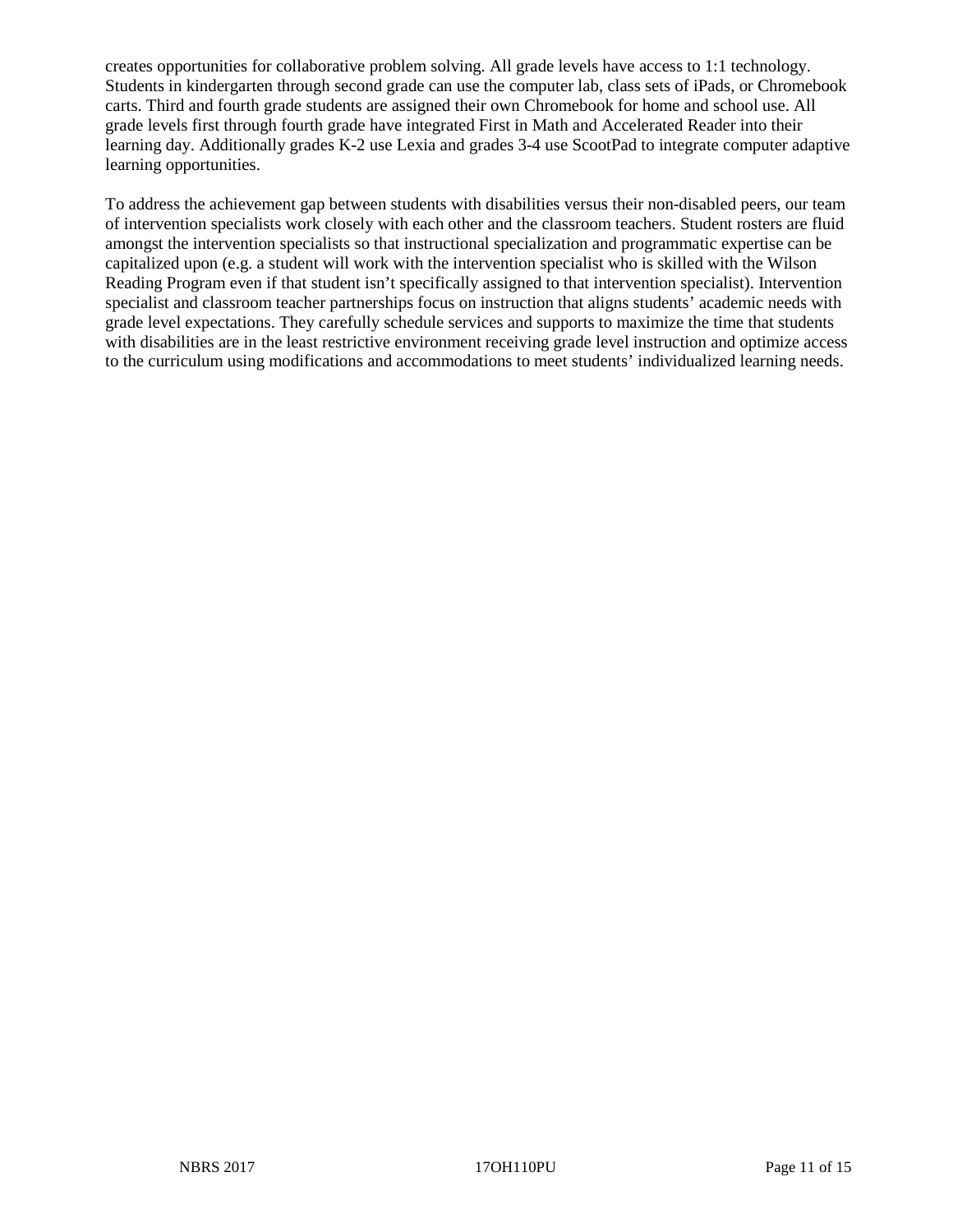creates opportunities for collaborative problem solving. All grade levels have access to 1:1 technology. Students in kindergarten through second grade can use the computer lab, class sets of iPads, or Chromebook carts. Third and fourth grade students are assigned their own Chromebook for home and school use. All grade levels first through fourth grade have integrated First in Math and Accelerated Reader into their learning day. Additionally grades K-2 use Lexia and grades 3-4 use ScootPad to integrate computer adaptive learning opportunities.

To address the achievement gap between students with disabilities versus their non-disabled peers, our team of intervention specialists work closely with each other and the classroom teachers. Student rosters are fluid amongst the intervention specialists so that instructional specialization and programmatic expertise can be capitalized upon (e.g. a student will work with the intervention specialist who is skilled with the Wilson Reading Program even if that student isn't specifically assigned to that intervention specialist). Intervention specialist and classroom teacher partnerships focus on instruction that aligns students' academic needs with grade level expectations. They carefully schedule services and supports to maximize the time that students with disabilities are in the least restrictive environment receiving grade level instruction and optimize access to the curriculum using modifications and accommodations to meet students' individualized learning needs.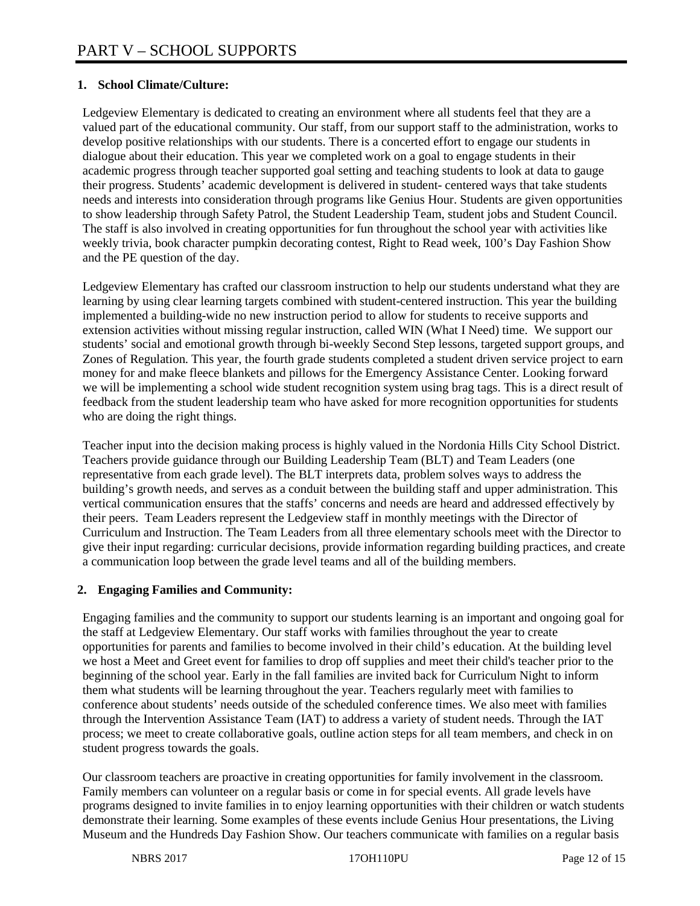# PART V – SCHOOL SUPPORTS

**1. School Climate/Culture:**

Ledgeview Elementary is dedicated to creating an environment where all students feel that they are a valued part of the educational community. Our staff, from our support staff to the administration, works to develop positive relationships with our students. There is a concerted effort to engage our students in dialogue about their education. This year we completed work on a goal to engage students in their academic progress through teacher supported goal setting and teaching students to look at data to gauge their progress. Students' academic development is delivered in student- centered ways that take students needs and interests into consideration through programs like Genius Hour. Students are given opportunities to show leadership through Safety Patrol, the Student Leadership Team, student jobs and Student Council. The staff is also involved in creating opportunities for fun throughout the school year with activities like weekly trivia, book character pumpkin decorating contest, Right to Read week, 100's Day Fashion Show and the PE question of the day.

Ledgeview Elementary has crafted our classroom instruction to help our students understand what they are learning by using clear learning targets combined with student-centered instruction. This year the building implemented a building-wide no new instruction period to allow for students to receive supports and extension activities without missing regular instruction, called WIN (What I Need) time. We support our students' social and emotional growth through bi-weekly Second Step lessons, targeted support groups, and Zones of Regulation. This year, the fourth grade students completed a student driven service project to earn money for and make fleece blankets and pillows for the Emergency Assistance Center. Looking forward we will be implementing a school wide student recognition system using brag tags. This is a direct result of feedback from the student leadership team who have asked for more recognition opportunities for students who are doing the right things.

Teacher input into the decision making process is highly valued in the Nordonia Hills City School District. Teachers provide guidance through our Building Leadership Team (BLT) and Team Leaders (one representative from each grade level). The BLT interprets data, problem solves ways to address the building's growth needs, and serves as a conduit between the building staff and upper administration. This vertical communication ensures that the staffs' concerns and needs are heard and addressed effectively by their peers. Team Leaders represent the Ledgeview staff in monthly meetings with the Director of Curriculum and Instruction. The Team Leaders from all three elementary schools meet with the Director to give their input regarding: curricular decisions, provide information regarding building practices, and create a communication loop between the grade level teams and all of the building members.

**2. Engaging Families and Community:**

Engaging families and the community to support our students learning is an important and ongoing goal for the staff at Ledgeview Elementary. Our staff works with families throughout the year to create opportunities for parents and families to become involved in their child's education. At the building level we host a Meet and Greet event for families to drop off supplies and meet their child's teacher prior to the beginning of the school year. Early in the fall families are invited back for Curriculum Night to inform them what students will be learning throughout the year. Teachers regularly meet with families to conference about students' needs outside of the scheduled conference times. We also meet with families through the Intervention Assistance Team (IAT) to address a variety of student needs. Through the IAT process; we meet to create collaborative goals, outline action steps for all team members, and check in on student progress towards the goals.

Our classroom teachers are proactive in creating opportunities for family involvement in the classroom. Family members can volunteer on a regular basis or come in for special events. All grade levels have programs designed to invite families in to enjoy learning opportunities with their children or watch students demonstrate their learning. Some examples of these events include Genius Hour presentations, the Living Museum and the Hundreds Day Fashion Show. Our teachers communicate with families on a regular basis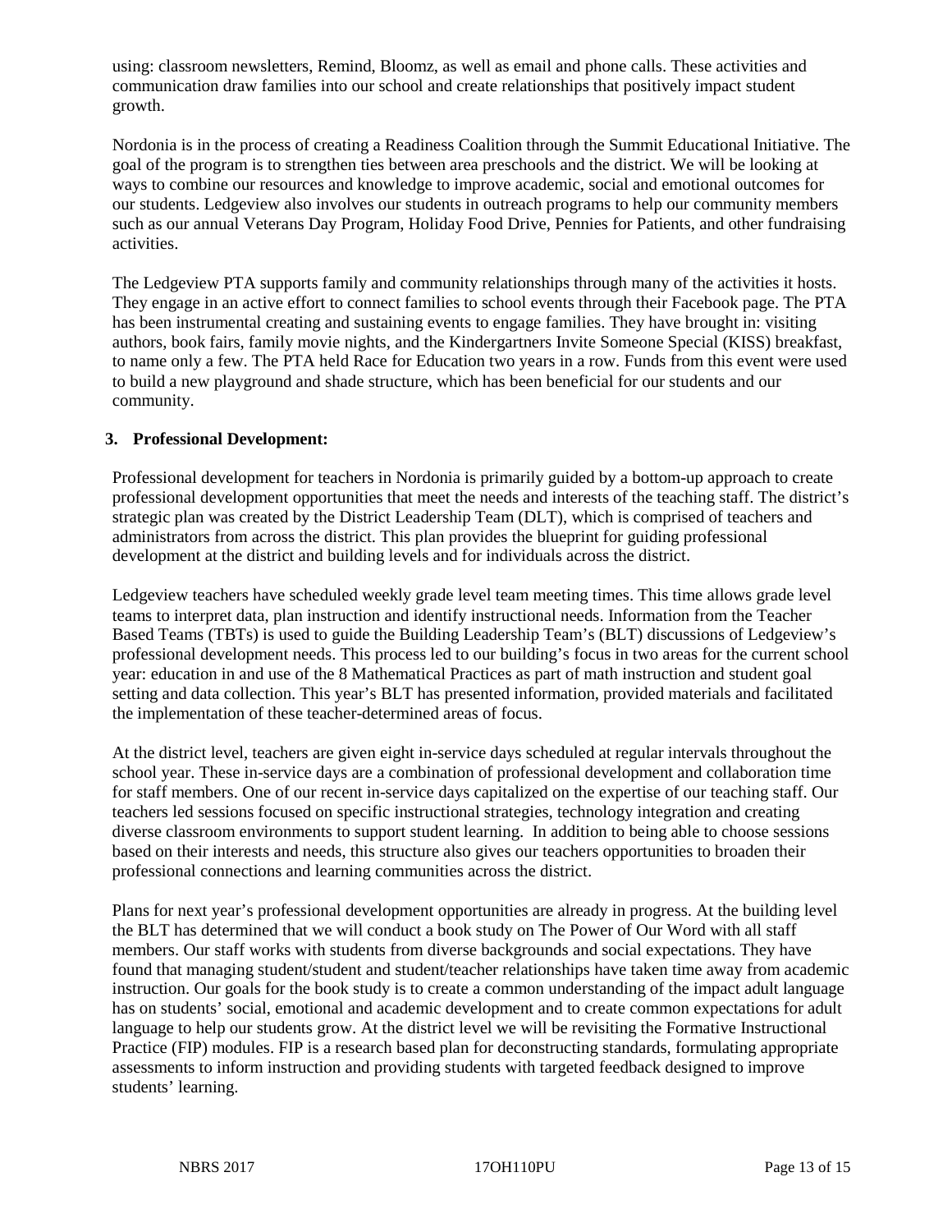using: classroom newsletters, Remind, Bloomz, as well as email and phone calls. These activities and communication draw families into our school and create relationships that positively impact student growth.

Nordonia is in the process of creating a Readiness Coalition through the Summit Educational Initiative. The goal of the program is to strengthen ties between area preschools and the district. We will be looking at ways to combine our resources and knowledge to improve academic, social and emotional outcomes for our students. Ledgeview also involves our students in outreach programs to help our community members such as our annual Veterans Day Program, Holiday Food Drive, Pennies for Patients, and other fundraising activities.

The Ledgeview PTA supports family and community relationships through many of the activities it hosts. They engage in an active effort to connect families to school events through their Facebook page. The PTA has been instrumental creating and sustaining events to engage families. They have brought in: visiting authors, book fairs, family movie nights, and the Kindergartners Invite Someone Special (KISS) breakfast, to name only a few. The PTA held Race for Education two years in a row. Funds from this event were used to build a new playground and shade structure, which has been beneficial for our students and our community.

**3. Professional Development:**

Professional development for teachers in Nordonia is primarily guided by a bottom-up approach to create professional development opportunities that meet the needs and interests of the teaching staff. The district's strategic plan was created by the District Leadership Team (DLT), which is comprised of teachers and administrators from across the district. This plan provides the blueprint for guiding professional development at the district and building levels and for individuals across the district.

Ledgeview teachers have scheduled weekly grade level team meeting times. This time allows grade level teams to interpret data, plan instruction and identify instructional needs. Information from the Teacher Based Teams (TBTs) is used to guide the Building Leadership Team's (BLT) discussions of Ledgeview's professional development needs. This process led to our building's focus in two areas for the current school year: education in and use of the 8 Mathematical Practices as part of math instruction and student goal setting and data collection. This year's BLT has presented information, provided materials and facilitated the implementation of these teacher-determined areas of focus.

At the district level, teachers are given eight in-service days scheduled at regular intervals throughout the school year. These in-service days are a combination of professional development and collaboration time for staff members. One of our recent in-service days capitalized on the expertise of our teaching staff. Our teachers led sessions focused on specific instructional strategies, technology integration and creating diverse classroom environments to support student learning. In addition to being able to choose sessions based on their interests and needs, this structure also gives our teachers opportunities to broaden their professional connections and learning communities across the district.

Plans for next year's professional development opportunities are already in progress. At the building level the BLT has determined that we will conduct a book study on The Power of Our Word with all staff members. Our staff works with students from diverse backgrounds and social expectations. They have found that managing student/student and student/teacher relationships have taken time away from academic instruction. Our goals for the book study is to create a common understanding of the impact adult language has on students' social, emotional and academic development and to create common expectations for adult language to help our students grow. At the district level we will be revisiting the Formative Instructional Practice (FIP) modules. FIP is a research based plan for deconstructing standards, formulating appropriate assessments to inform instruction and providing students with targeted feedback designed to improve students' learning.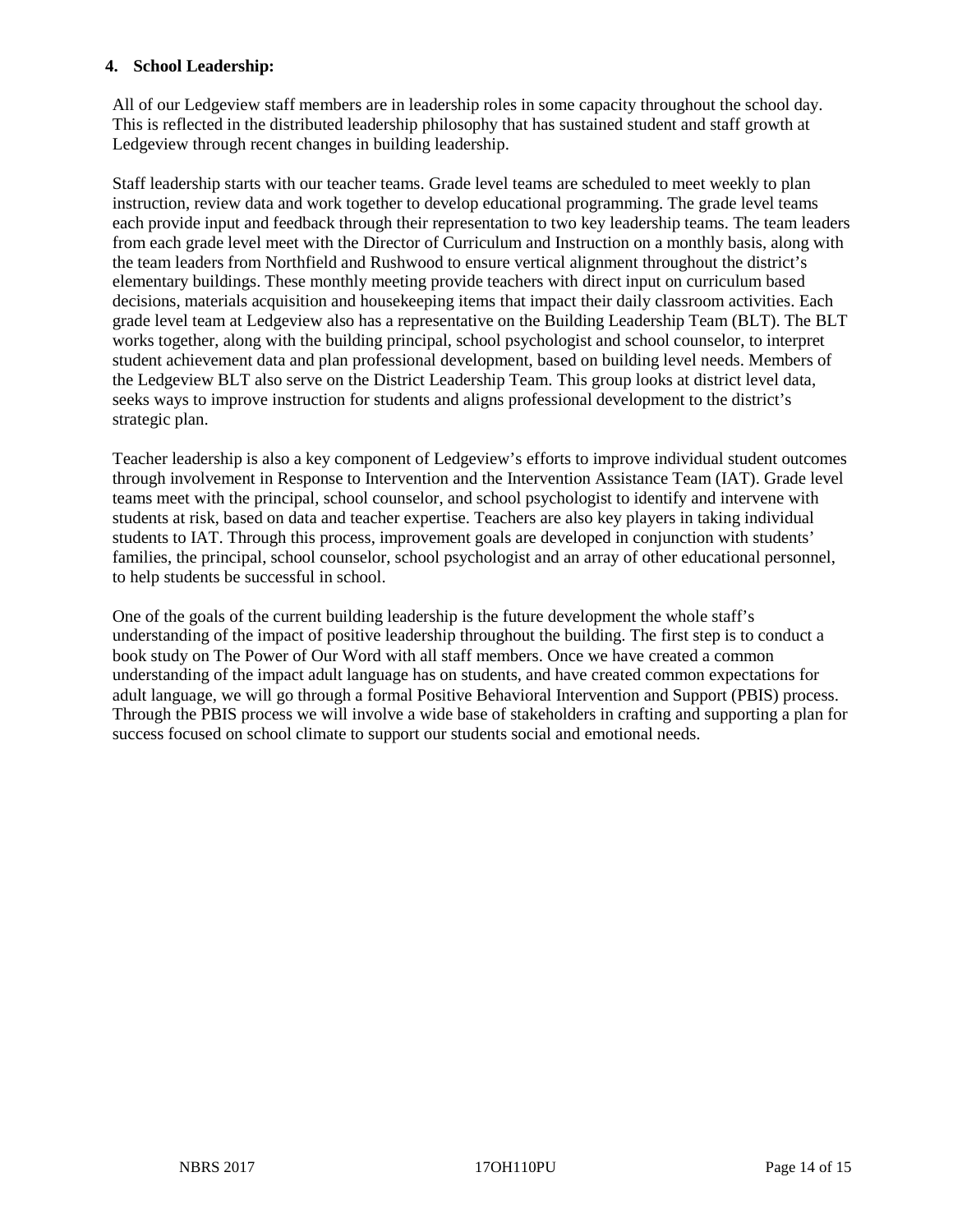**4. School Leadership:**

All of our Ledgeview staff members are in leadership roles in some capacity throughout the school day. This is reflected in the distributed leadership philosophy that has sustained student and staff growth at Ledgeview through recent changes in building leadership.

Staff leadership starts with our teacher teams. Grade level teams are scheduled to meet weekly to plan instruction, review data and work together to develop educational programming. The grade level teams each provide input and feedback through their representation to two key leadership teams. The team leaders from each grade level meet with the Director of Curriculum and Instruction on a monthly basis, along with the team leaders from Northfield and Rushwood to ensure vertical alignment throughout the district's elementary buildings. These monthly meeting provide teachers with direct input on curriculum based decisions, materials acquisition and housekeeping items that impact their daily classroom activities. Each grade level team at Ledgeview also has a representative on the Building Leadership Team (BLT). The BLT works together, along with the building principal, school psychologist and school counselor, to interpret student achievement data and plan professional development, based on building level needs. Members of the Ledgeview BLT also serve on the District Leadership Team. This group looks at district level data, seeks ways to improve instruction for students and aligns professional development to the district's strategic plan.

Teacher leadership is also a key component of Ledgeview's efforts to improve individual student outcomes through involvement in Response to Intervention and the Intervention Assistance Team (IAT). Grade level teams meet with the principal, school counselor, and school psychologist to identify and intervene with students at risk, based on data and teacher expertise. Teachers are also key players in taking individual students to IAT. Through this process, improvement goals are developed in conjunction with students' families, the principal, school counselor, school psychologist and an array of other educational personnel, to help students be successful in school.

One of the goals of the current building leadership is the future development the whole staff's understanding of the impact of positive leadership throughout the building. The first step is to conduct a book study on The Power of Our Word with all staff members. Once we have created a common understanding of the impact adult language has on students, and have created common expectations for adult language, we will go through a formal Positive Behavioral Intervention and Support (PBIS) process. Through the PBIS process we will involve a wide base of stakeholders in crafting and supporting a plan for success focused on school climate to support our students social and emotional needs.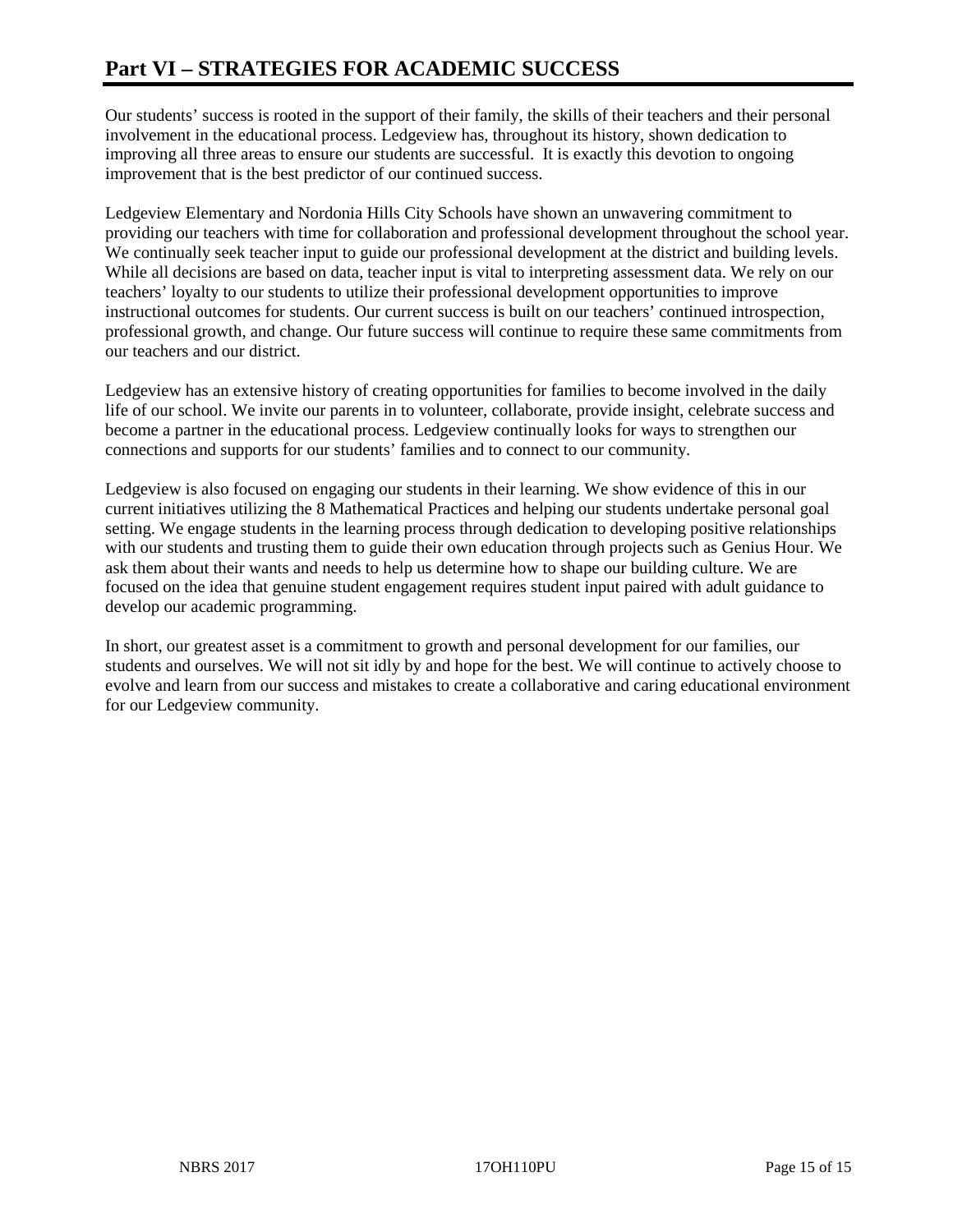# Part VI – STRATEGIES FOR ACADEMIC SUCCESS

Our students' success is rooted in the support of their family, the skills of their teachers and their personal involvement in the educational process. Ledgeview has, throughout its history, shown dedication to improving all three areas to ensure our students are successful. It is exactly this devotion to ongoing improvement that is the best predictor of our continued success.

Ledgeview Elementary and Nordonia Hills City Schools have shown an unwavering commitment to providing our teachers with time for collaboration and professional development throughout the school year. We continually seek teacher input to guide our professional development at the district and building levels. While all decisions are based on data, teacher input is vital to interpreting assessment data. We rely on our teachers' loyalty to our students to utilize their professional development opportunities to improve instructional outcomes for students. Our current success is built on our teachers' continued introspection, professional growth, and change. Our future success will continue to require these same commitments from our teachers and our district.

Ledgeview has an extensive history of creating opportunities for families to become involved in the daily life of our school. We invite our parents in to volunteer, collaborate, provide insight, celebrate success and become a partner in the educational process. Ledgeview continually looks for ways to strengthen our connections and supports for our students' families and to connect to our community.

Ledgeview is also focused on engaging our students in their learning. We show evidence of this in our current initiatives utilizing the 8 Mathematical Practices and helping our students undertake personal goal setting. We engage students in the learning process through dedication to developing positive relationships with our students and trusting them to guide their own education through projects such as Genius Hour. We ask them about their wants and needs to help us determine how to shape our building culture. We are focused on the idea that genuine student engagement requires student input paired with adult guidance to develop our academic programming.

In short, our greatest asset is a commitment to growth and personal development for our families, our students and ourselves. We will not sit idly by and hope for the best. We will continue to actively choose to evolve and learn from our success and mistakes to create a collaborative and caring educational environment for our Ledgeview community.